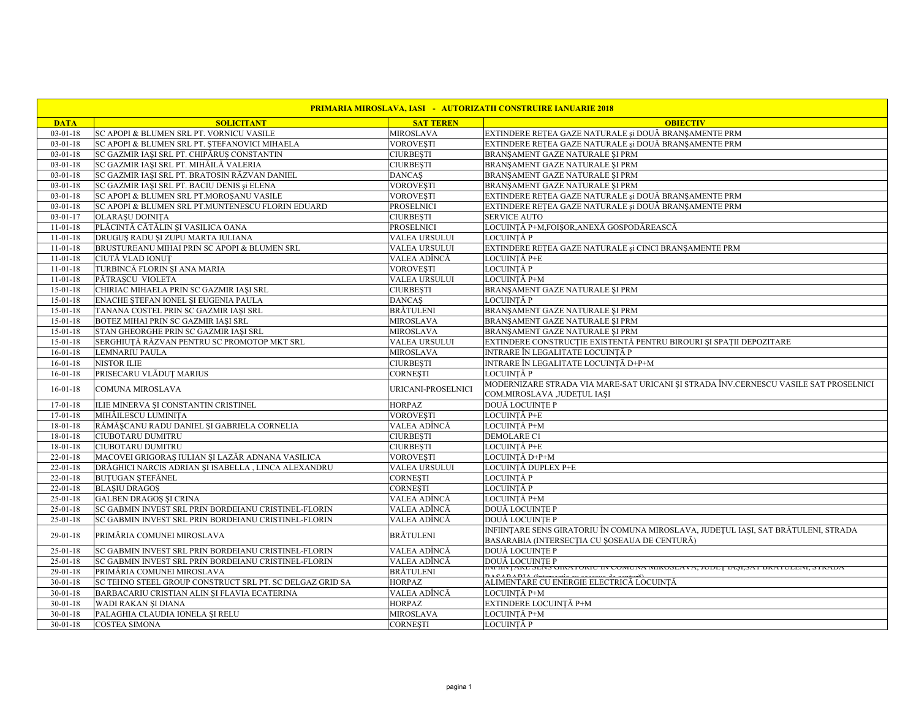| PRIMARIA MIROSLAVA, IASI - AUTORIZATII CONSTRUIRE IANUARIE 2018 | | | |
|---|---|---|---|
| **DATA** | **SOLICITANT** | **SAT TEREN** | **OBIECTIV** |
| 03-01-18 | SC APOPI & BLUMEN SRL PT. VORNICU VASILE | MIROSLAVA | EXTINDERE REȚEA GAZE NATURALE și DOUĂ BRANȘAMENTE PRM |
| 03-01-18 | SC APOPI & BLUMEN SRL PT. ȘTEFANOVICI MIHAELA | VOROVEȘTI | EXTINDERE REȚEA GAZE NATURALE și DOUĂ BRANȘAMENTE PRM |
| 03-01-18 | SC GAZMIR IAȘI SRL PT. CHIPĂRUȘ CONSTANTIN | CIURBEȘTI | BRANȘAMENT GAZE NATURALE ȘI PRM |
| 03-01-18 | SC GAZMIR IAȘI SRL PT. MIHĂILĂ VALERIA | CIURBEȘTI | BRANȘAMENT GAZE NATURALE ȘI PRM |
| 03-01-18 | SC GAZMIR IAȘI SRL PT. BRATOSIN RĂZVAN DANIEL | DANCAȘ | BRANȘAMENT GAZE NATURALE ȘI PRM |
| 03-01-18 | SC GAZMIR IAȘI SRL PT. BACIU DENIS și ELENA | VOROVEȘTI | BRANȘAMENT GAZE NATURALE ȘI PRM |
| 03-01-18 | SC APOPI & BLUMEN SRL PT.MOROȘANU VASILE | VOROVEȘTI | EXTINDERE REȚEA GAZE NATURALE și DOUĂ BRANȘAMENTE PRM |
| 03-01-18 | SC APOPI & BLUMEN SRL PT.MUNTENESCU FLORIN EDUARD | PROSELNICI | EXTINDERE REȚEA GAZE NATURALE și DOUĂ BRANȘAMENTE PRM |
| 03-01-17 | OLARAȘU DOINIȚA | CIURBEȘTI | SERVICE AUTO |
| 11-01-18 | PLĂCINTĂ CĂTĂLIN ȘI VASILICA OANA | PROSELNICI | LOCUINȚĂ P+M,FOIȘOR,ANEXĂ GOSPODĂREASCĂ |
| 11-01-18 | DRUGUȘ RADU ȘI ZUPU MARTA IULIANA | VALEA URSULUI | LOCUINȚĂ P |
| 11-01-18 | BRUSTUREANU MIHAI PRIN SC APOPI & BLUMEN SRL | VALEA URSULUI | EXTINDERE REȚEA GAZE NATURALE și CINCI BRANȘAMENTE PRM |
| 11-01-18 | CIUTĂ VLAD IONUȚ | VALEA ADÎNCĂ | LOCUINȚĂ P+E |
| 11-01-18 | TURBINCĂ FLORIN ȘI ANA MARIA | VOROVEȘTI | LOCUINȚĂ P |
| 11-01-18 | PĂTRAȘCU VIOLETA | VALEA URSULUI | LOCUINȚĂ P+M |
| 15-01-18 | CHIRIAC MIHAELA PRIN SC GAZMIR IAȘI SRL | CIURBEȘTI | BRANȘAMENT GAZE NATURALE ȘI PRM |
| 15-01-18 | ENACHE ȘTEFAN IONEL ȘI EUGENIA PAULA | DANCAȘ | LOCUINȚĂ P |
| 15-01-18 | TANANA COSTEL PRIN SC GAZMIR IAȘI SRL | BRĂTULENI | BRANȘAMENT GAZE NATURALE ȘI PRM |
| 15-01-18 | BOTEZ MIHAI PRIN SC GAZMIR IAȘI SRL | MIROSLAVA | BRANȘAMENT GAZE NATURALE ȘI PRM |
| 15-01-18 | STAN GHEORGHE PRIN SC GAZMIR IAȘI SRL | MIROSLAVA | BRANȘAMENT GAZE NATURALE ȘI PRM |
| 15-01-18 | SERGHIUȚĂ RĂZVAN PENTRU SC PROMOTOP MKT SRL | VALEA URSULUI | EXTINDERE CONSTRUCȚIE EXISTENTĂ PENTRU BIROURI ȘI SPAȚII DEPOZITARE |
| 16-01-18 | LEMNARIU PAULA | MIROSLAVA | INTRARE ÎN LEGALITATE LOCUINȚĂ P |
| 16-01-18 | NISTOR ILIE | CIURBEȘTI | INTRARE ÎN LEGALITATE LOCUINȚĂ D+P+M |
| 16-01-18 | PRISECARU VLĂDUȚ MARIUS | CORNEȘTI | LOCUINȚĂ P |
| 16-01-18 | COMUNA MIROSLAVA | URICANI-PROSELNICI | MODERNIZARE STRADA VIA MARE-SAT URICANI ȘI STRADA ÎNV.CERNESCU VASILE SAT PROSELNICI COM.MIROSLAVA ,JUDEȚUL IAȘI |
| 17-01-18 | ILIE MINERVA ȘI CONSTANTIN CRISTINEL | HORPAZ | DOUĂ LOCUINȚE P |
| 17-01-18 | MIHĂILESCU LUMINIȚA | VOROVEȘTI | LOCUINȚĂ P+E |
| 18-01-18 | RĂMĂȘCANU RADU DANIEL ȘI GABRIELA CORNELIA | VALEA ADÎNCĂ | LOCUINȚĂ P+M |
| 18-01-18 | CIUBOTARU DUMITRU | CIURBEȘTI | DEMOLARE C1 |
| 18-01-18 | CIUBOTARU DUMITRU | CIURBEȘTI | LOCUINȚĂ P+E |
| 22-01-18 | MACOVEI GRIGORAȘ IULIAN ȘI LAZĂR ADNANA VASILICA | VOROVEȘTI | LOCUINȚĂ D+P+M |
| 22-01-18 | DRĂGHICI NARCIS ADRIAN ȘI ISABELLA , LINCA ALEXANDRU | VALEA URSULUI | LOCUINȚĂ DUPLEX P+E |
| 22-01-18 | BUȚUGAN ȘTEFĂNEL | CORNEȘTI | LOCUINȚĂ P |
| 22-01-18 | BLAȘIU DRAGOȘ | CORNEȘTI | LOCUINȚĂ P |
| 25-01-18 | GALBEN DRAGOȘ ȘI CRINA | VALEA ADÎNCĂ | LOCUINȚĂ P+M |
| 25-01-18 | SC GABMIN INVEST SRL PRIN BORDEIANU CRISTINEL-FLORIN | VALEA ADÎNCĂ | DOUĂ LOCUINȚE P |
| 25-01-18 | SC GABMIN INVEST SRL PRIN BORDEIANU CRISTINEL-FLORIN | VALEA ADÎNCĂ | DOUĂ LOCUINȚE P |
| 29-01-18 | PRIMĂRIA COMUNEI MIROSLAVA | BRĂTULENI | INFIINȚARE SENS GIRATORIU ÎN COMUNA MIROSLAVA, JUDEȚUL IAȘI, SAT BRĂTULENI, STRADA BASARABIA (INTERSECȚIA CU ȘOSEAUA DE CENTURĂ) |
| 25-01-18 | SC GABMIN INVEST SRL PRIN BORDEIANU CRISTINEL-FLORIN | VALEA ADÎNCĂ | DOUĂ LOCUINȚE P |
| 25-01-18 | SC GABMIN INVEST SRL PRIN BORDEIANU CRISTINEL-FLORIN | VALEA ADÎNCĂ | DOUĂ LOCUINȚE P |
| 29-01-18 | PRIMĂRIA COMUNEI MIROSLAVA | BRĂTULENI | INFIINȚARE SENS GIRATORIU ÎN COMUNA MIROSLAVA, JUDEȚ IAȘI,SAT BRĂTULENI, STRADA BASARABIA (intersecția cu șoseaua de centură) |
| 30-01-18 | SC TEHNO STEEL GROUP CONSTRUCT SRL PT. SC DELGAZ GRID SA | HORPAZ | ALIMENTARE CU ENERGIE ELECTRICĂ LOCUINȚĂ |
| 30-01-18 | BARBACARIU CRISTIAN ALIN ȘI FLAVIA ECATERINA | VALEA ADÎNCĂ | LOCUINȚĂ P+M |
| 30-01-18 | WADI RAKAN ȘI DIANA | HORPAZ | EXTINDERE LOCUINȚĂ P+M |
| 30-01-18 | PALAGHIA CLAUDIA IONELA ȘI RELU | MIROSLAVA | LOCUINȚĂ P+M |
| 30-01-18 | COSTEA SIMONA | CORNEȘTI | LOCUINȚĂ P |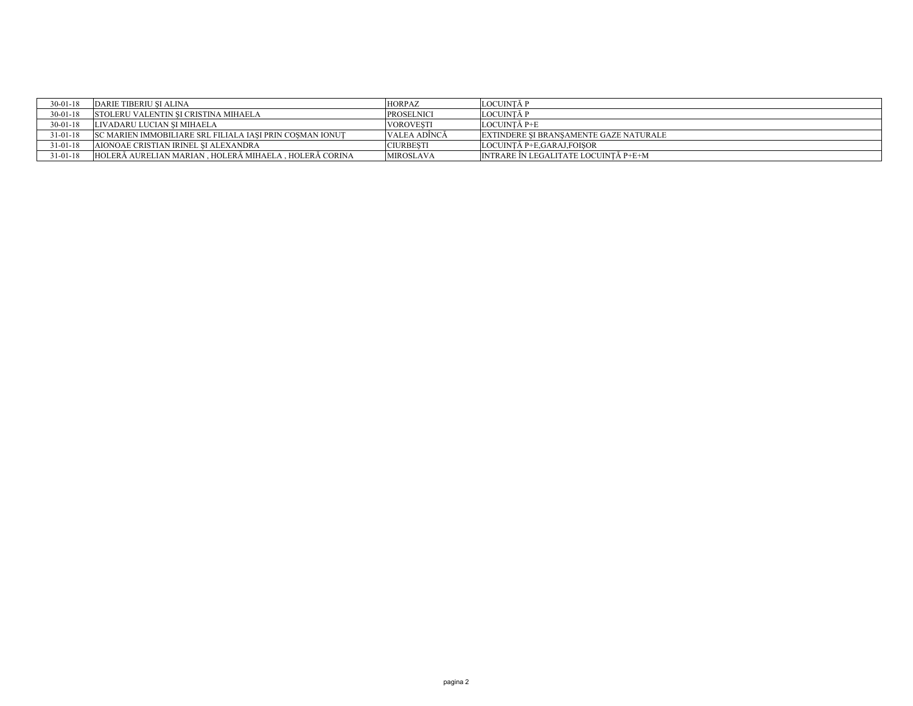| | | | |
|---|---|---|---|
| 30-01-18 | DARIE TIBERIU ȘI ALINA | HORPAZ | LOCUINȚĂ P |
| 30-01-18 | STOLERU VALENTIN ȘI CRISTINA MIHAELA | PROSELNICI | LOCUINȚĂ P |
| 30-01-18 | LIVADARU LUCIAN ȘI MIHAELA | VOROVEȘTI | LOCUINȚĂ P+E |
| 31-01-18 | SC MARIEN IMMOBILIARE SRL FILIALA IAȘI PRIN COȘMAN IONUȚ | VALEA ADÎNCĂ | EXTINDERE ȘI BRANȘAMENTE GAZE NATURALE |
| 31-01-18 | AIONOAE CRISTIAN IRINEL ȘI ALEXANDRA | CIURBEȘTI | LOCUINȚĂ P+E,GARAJ,FOIȘOR |
| 31-01-18 | HOLERĂ AURELIAN MARIAN , HOLERĂ MIHAELA , HOLERĂ CORINA | MIROSLAVA | INTRARE ÎN LEGALITATE LOCUINȚĂ P+E+M |